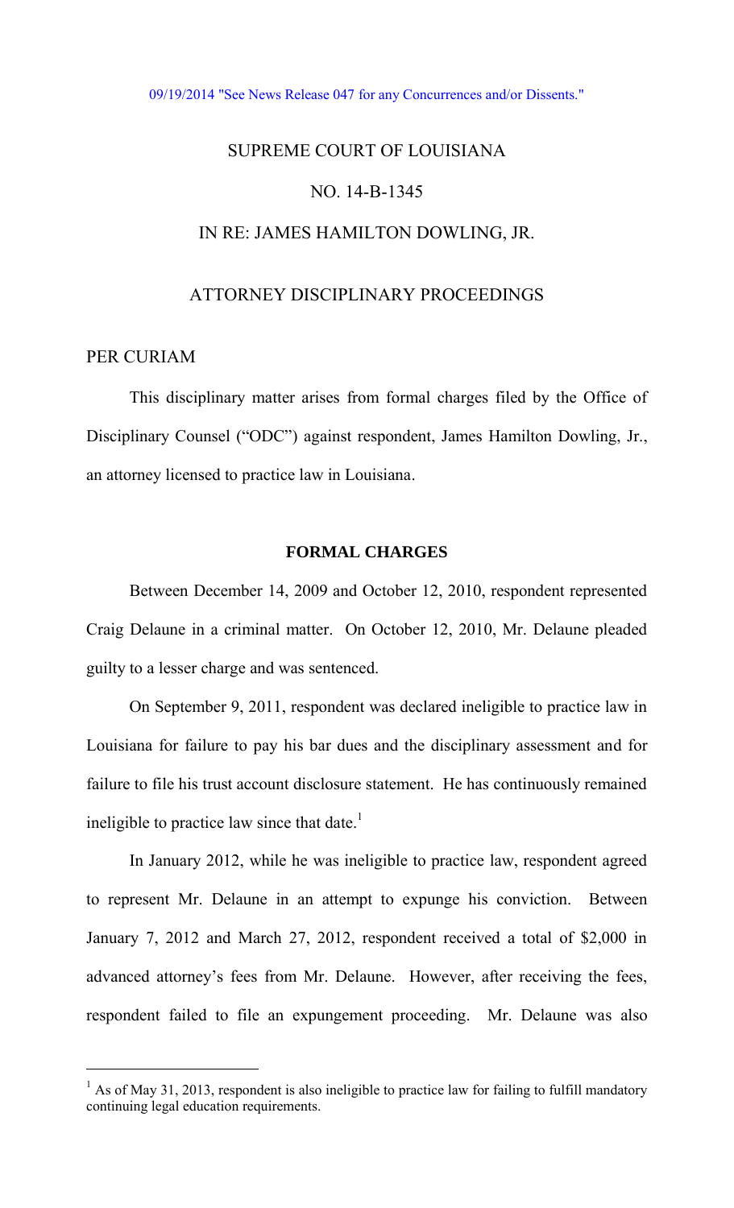09/19/2014 "See News Release 047 for any Concurrences and/or Dissents."

SUPREME COURT OF LOUISIANA

NO. 14-B-1345

IN RE: JAMES HAMILTON DOWLING, JR.

ATTORNEY DISCIPLINARY PROCEEDINGS

PER CURIAM

This disciplinary matter arises from formal charges filed by the Office of Disciplinary Counsel ("ODC") against respondent, James Hamilton Dowling, Jr., an attorney licensed to practice law in Louisiana.

## FORMAL CHARGES

Between December 14, 2009 and October 12, 2010, respondent represented Craig Delaune in a criminal matter. On October 12, 2010, Mr. Delaune pleaded guilty to a lesser charge and was sentenced.

On September 9, 2011, respondent was declared ineligible to practice law in Louisiana for failure to pay his bar dues and the disciplinary assessment and for failure to file his trust account disclosure statement. He has continuously remained ineligible to practice law since that date.[1]

In January 2012, while he was ineligible to practice law, respondent agreed to represent Mr. Delaune in an attempt to expunge his conviction. Between January 7, 2012 and March 27, 2012, respondent received a total of $2,000 in advanced attorney's fees from Mr. Delaune. However, after receiving the fees, respondent failed to file an expungement proceeding. Mr. Delaune was also

[1] As of May 31, 2013, respondent is also ineligible to practice law for failing to fulfill mandatory continuing legal education requirements.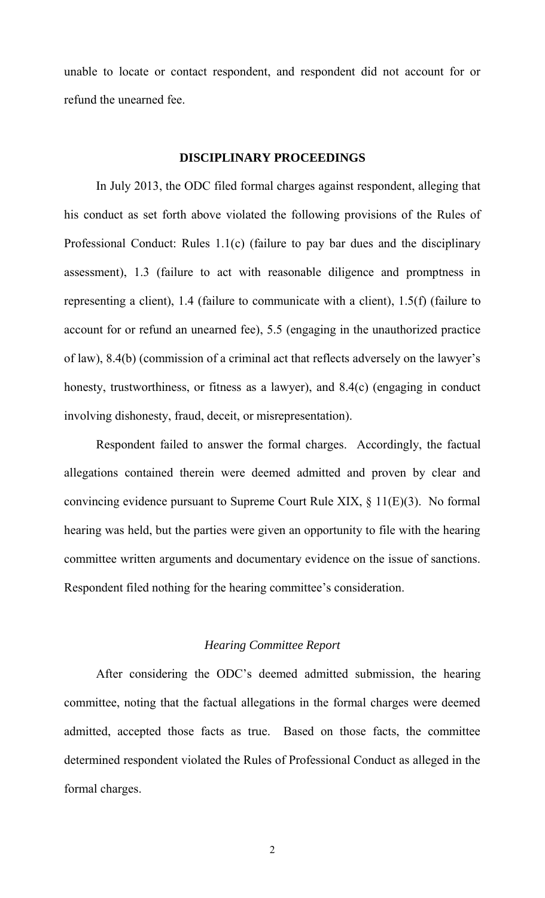unable to locate or contact respondent, and respondent did not account for or refund the unearned fee.

## DISCIPLINARY PROCEEDINGS

In July 2013, the ODC filed formal charges against respondent, alleging that his conduct as set forth above violated the following provisions of the Rules of Professional Conduct: Rules 1.1(c) (failure to pay bar dues and the disciplinary assessment), 1.3 (failure to act with reasonable diligence and promptness in representing a client), 1.4 (failure to communicate with a client), 1.5(f) (failure to account for or refund an unearned fee), 5.5 (engaging in the unauthorized practice of law), 8.4(b) (commission of a criminal act that reflects adversely on the lawyer's honesty, trustworthiness, or fitness as a lawyer), and 8.4(c) (engaging in conduct involving dishonesty, fraud, deceit, or misrepresentation).

Respondent failed to answer the formal charges. Accordingly, the factual allegations contained therein were deemed admitted and proven by clear and convincing evidence pursuant to Supreme Court Rule XIX, § 11(E)(3). No formal hearing was held, but the parties were given an opportunity to file with the hearing committee written arguments and documentary evidence on the issue of sanctions. Respondent filed nothing for the hearing committee's consideration.

### *Hearing Committee Report*

After considering the ODC's deemed admitted submission, the hearing committee, noting that the factual allegations in the formal charges were deemed admitted, accepted those facts as true. Based on those facts, the committee determined respondent violated the Rules of Professional Conduct as alleged in the formal charges.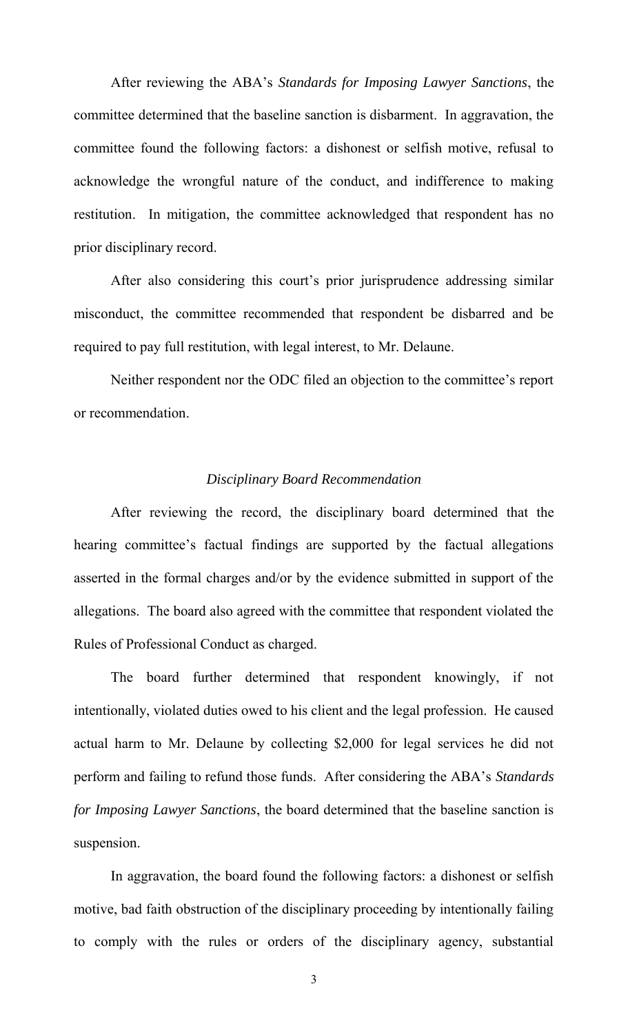After reviewing the ABA's *Standards for Imposing Lawyer Sanctions*, the committee determined that the baseline sanction is disbarment. In aggravation, the committee found the following factors: a dishonest or selfish motive, refusal to acknowledge the wrongful nature of the conduct, and indifference to making restitution. In mitigation, the committee acknowledged that respondent has no prior disciplinary record.

After also considering this court's prior jurisprudence addressing similar misconduct, the committee recommended that respondent be disbarred and be required to pay full restitution, with legal interest, to Mr. Delaune.

Neither respondent nor the ODC filed an objection to the committee's report or recommendation.

*Disciplinary Board Recommendation*

After reviewing the record, the disciplinary board determined that the hearing committee's factual findings are supported by the factual allegations asserted in the formal charges and/or by the evidence submitted in support of the allegations. The board also agreed with the committee that respondent violated the Rules of Professional Conduct as charged.

The board further determined that respondent knowingly, if not intentionally, violated duties owed to his client and the legal profession. He caused actual harm to Mr. Delaune by collecting $2,000 for legal services he did not perform and failing to refund those funds. After considering the ABA's *Standards for Imposing Lawyer Sanctions*, the board determined that the baseline sanction is suspension.

In aggravation, the board found the following factors: a dishonest or selfish motive, bad faith obstruction of the disciplinary proceeding by intentionally failing to comply with the rules or orders of the disciplinary agency, substantial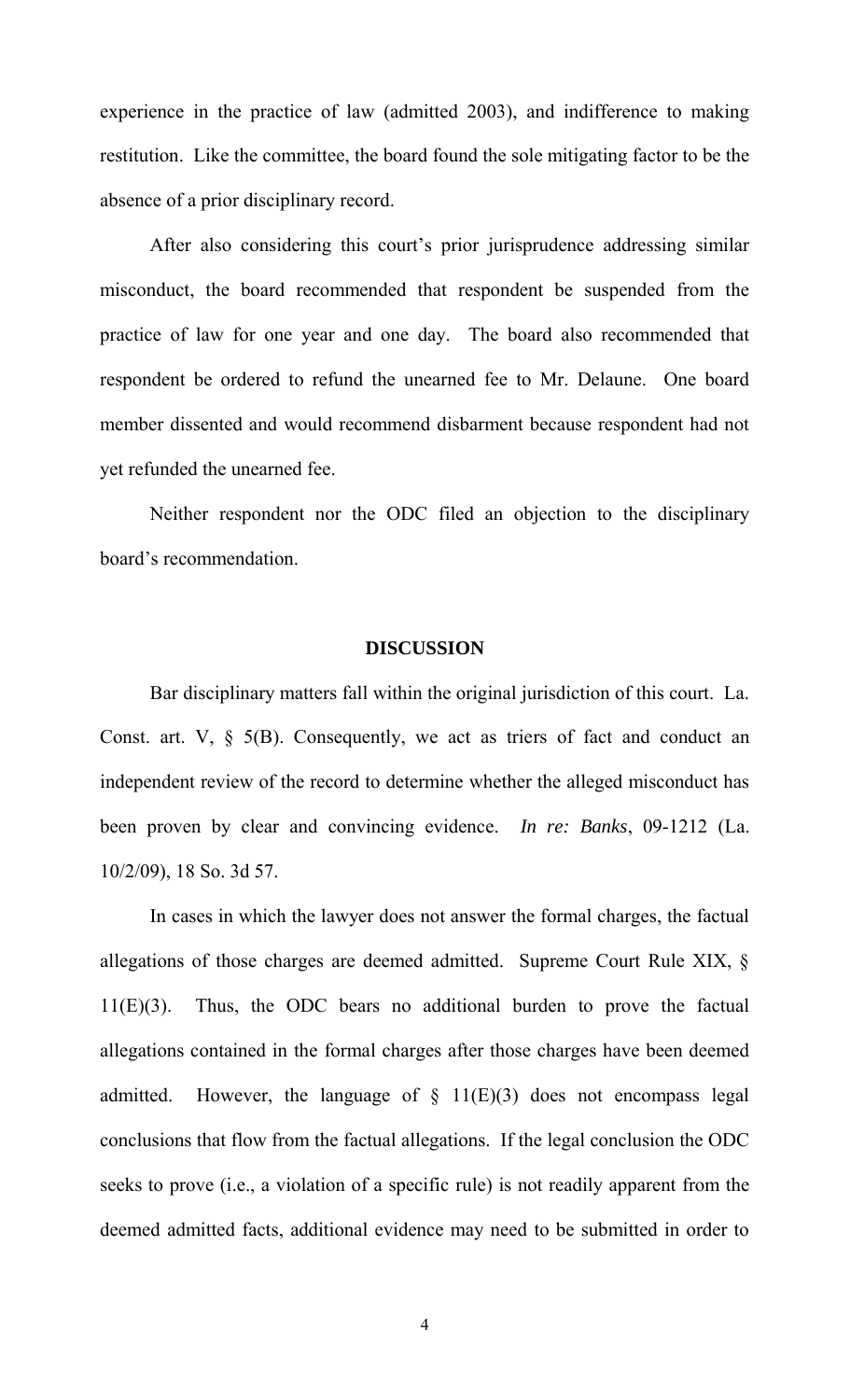experience in the practice of law (admitted 2003), and indifference to making restitution. Like the committee, the board found the sole mitigating factor to be the absence of a prior disciplinary record.

After also considering this court's prior jurisprudence addressing similar misconduct, the board recommended that respondent be suspended from the practice of law for one year and one day. The board also recommended that respondent be ordered to refund the unearned fee to Mr. Delaune. One board member dissented and would recommend disbarment because respondent had not yet refunded the unearned fee.

Neither respondent nor the ODC filed an objection to the disciplinary board's recommendation.

## DISCUSSION

Bar disciplinary matters fall within the original jurisdiction of this court. La. Const. art. V, § 5(B). Consequently, we act as triers of fact and conduct an independent review of the record to determine whether the alleged misconduct has been proven by clear and convincing evidence. *In re: Banks*, 09-1212 (La. 10/2/09), 18 So. 3d 57.

In cases in which the lawyer does not answer the formal charges, the factual allegations of those charges are deemed admitted. Supreme Court Rule XIX, § 11(E)(3). Thus, the ODC bears no additional burden to prove the factual allegations contained in the formal charges after those charges have been deemed admitted. However, the language of § 11(E)(3) does not encompass legal conclusions that flow from the factual allegations. If the legal conclusion the ODC seeks to prove (i.e., a violation of a specific rule) is not readily apparent from the deemed admitted facts, additional evidence may need to be submitted in order to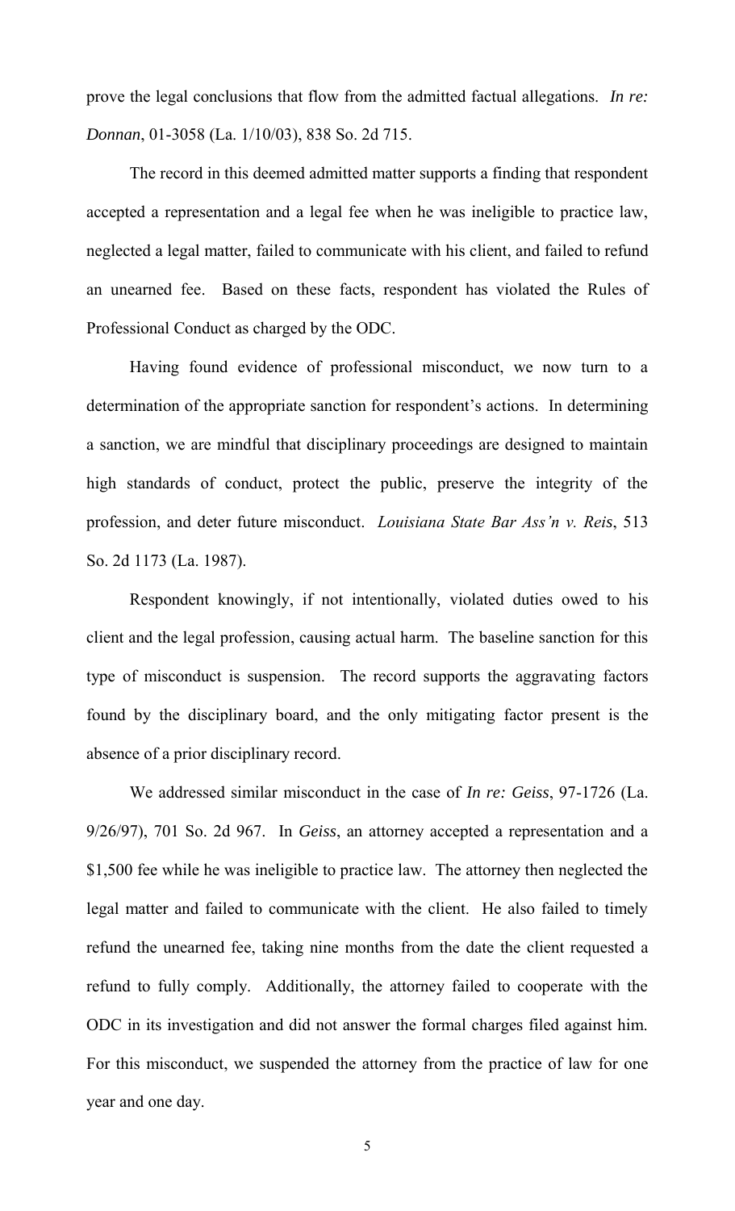prove the legal conclusions that flow from the admitted factual allegations. *In re: Donnan*, 01-3058 (La. 1/10/03), 838 So. 2d 715.

The record in this deemed admitted matter supports a finding that respondent accepted a representation and a legal fee when he was ineligible to practice law, neglected a legal matter, failed to communicate with his client, and failed to refund an unearned fee. Based on these facts, respondent has violated the Rules of Professional Conduct as charged by the ODC.

Having found evidence of professional misconduct, we now turn to a determination of the appropriate sanction for respondent's actions. In determining a sanction, we are mindful that disciplinary proceedings are designed to maintain high standards of conduct, protect the public, preserve the integrity of the profession, and deter future misconduct. *Louisiana State Bar Ass'n v. Reis*, 513 So. 2d 1173 (La. 1987).

Respondent knowingly, if not intentionally, violated duties owed to his client and the legal profession, causing actual harm. The baseline sanction for this type of misconduct is suspension. The record supports the aggravating factors found by the disciplinary board, and the only mitigating factor present is the absence of a prior disciplinary record.

We addressed similar misconduct in the case of *In re: Geiss*, 97-1726 (La. 9/26/97), 701 So. 2d 967. In *Geiss*, an attorney accepted a representation and a $1,500 fee while he was ineligible to practice law. The attorney then neglected the legal matter and failed to communicate with the client. He also failed to timely refund the unearned fee, taking nine months from the date the client requested a refund to fully comply. Additionally, the attorney failed to cooperate with the ODC in its investigation and did not answer the formal charges filed against him. For this misconduct, we suspended the attorney from the practice of law for one year and one day.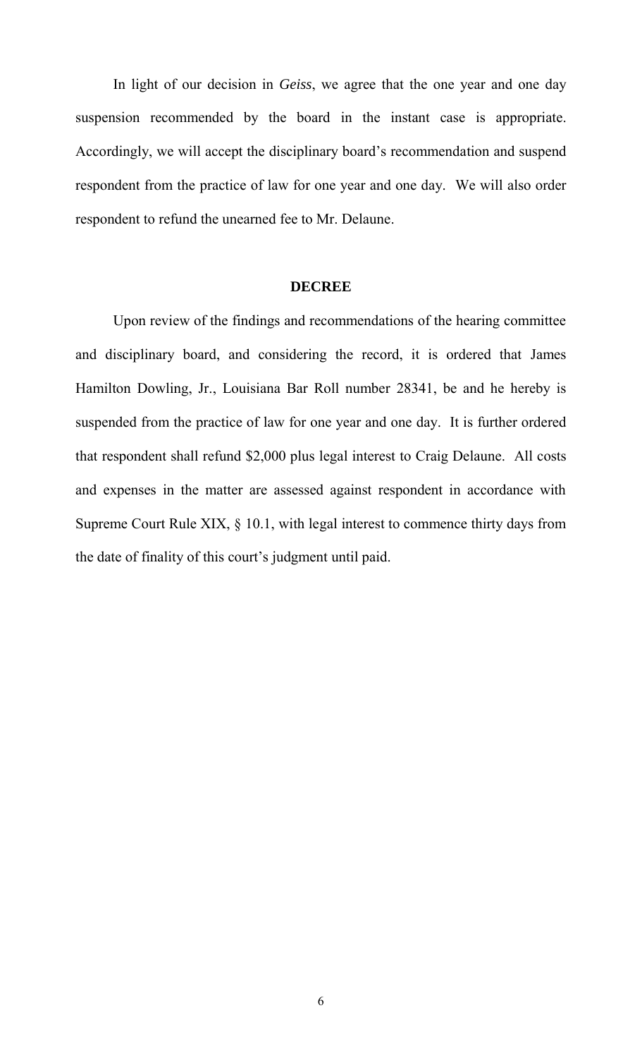In light of our decision in *Geiss*, we agree that the one year and one day suspension recommended by the board in the instant case is appropriate. Accordingly, we will accept the disciplinary board's recommendation and suspend respondent from the practice of law for one year and one day. We will also order respondent to refund the unearned fee to Mr. Delaune.

## DECREE

Upon review of the findings and recommendations of the hearing committee and disciplinary board, and considering the record, it is ordered that James Hamilton Dowling, Jr., Louisiana Bar Roll number 28341, be and he hereby is suspended from the practice of law for one year and one day. It is further ordered that respondent shall refund $2,000 plus legal interest to Craig Delaune. All costs and expenses in the matter are assessed against respondent in accordance with Supreme Court Rule XIX, § 10.1, with legal interest to commence thirty days from the date of finality of this court's judgment until paid.